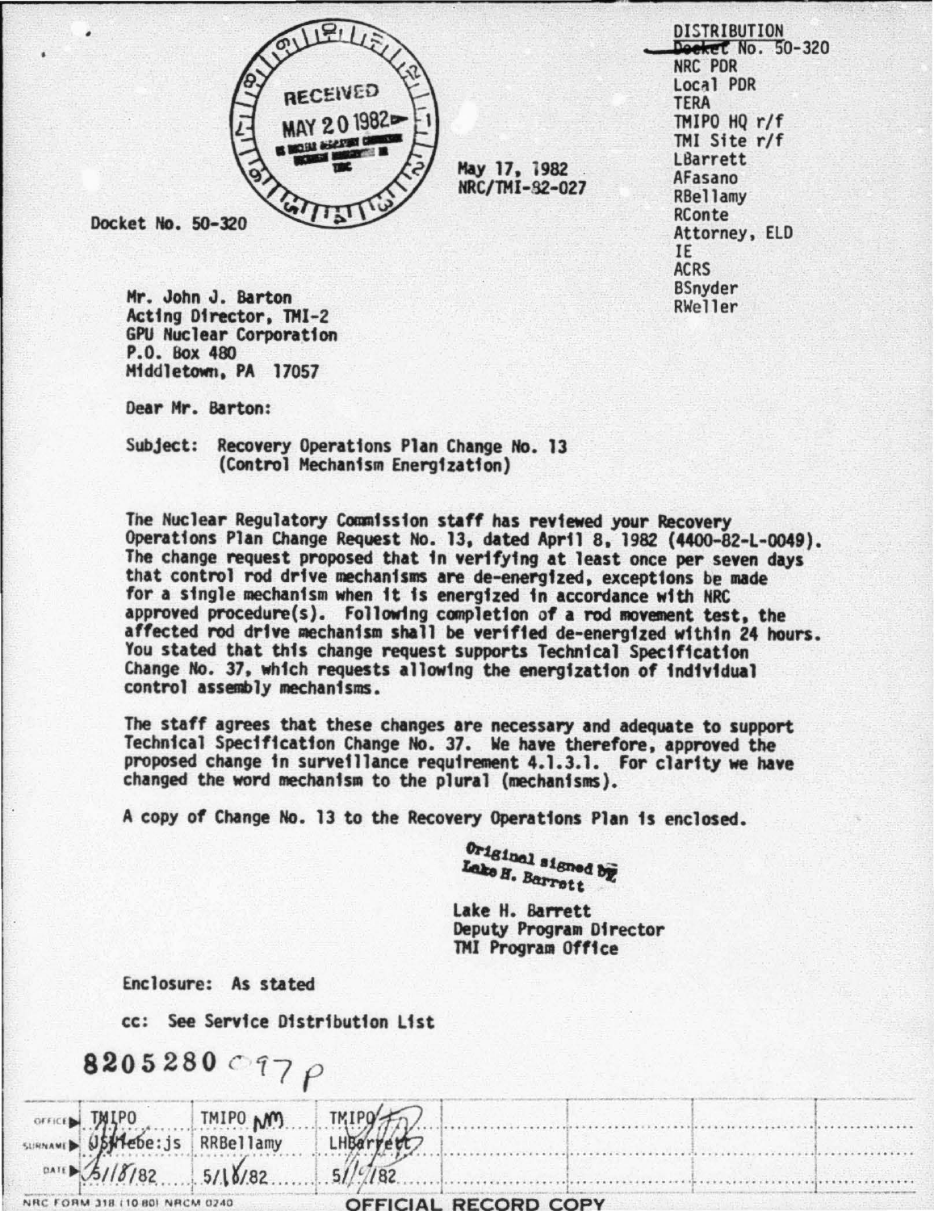RECEIVED
MAY 20 1982

DISTRIBUTION
Docket No. 50-320
NRC PDR
Local PDR
TERA
TMIPO HQ r/f
TMI Site r/f
LBarrett
AFasano
RBellamy
RConte
Attorney, ELD
IE
ACRS
BSnyder
RWeller

May 17, 1982
NRC/TMI-82-027

Docket No. 50-320

Mr. John J. Barton
Acting Director, TMI-2
GPU Nuclear Corporation
P.O. Box 480
Middletown, PA 17057

Dear Mr. Barton:

Subject: Recovery Operations Plan Change No. 13
(Control Mechanism Energization)

The Nuclear Regulatory Commission staff has reviewed your Recovery Operations Plan Change Request No. 13, dated April 8, 1982 (4400-82-L-0049). The change request proposed that in verifying at least once per seven days that control rod drive mechanisms are de-energized, exceptions be made for a single mechanism when it is energized in accordance with NRC approved procedure(s). Following completion of a rod movement test, the affected rod drive mechanism shall be verified de-energized within 24 hours. You stated that this change request supports Technical Specification Change No. 37, which requests allowing the energization of individual control assembly mechanisms.

The staff agrees that these changes are necessary and adequate to support Technical Specification Change No. 37. We have therefore, approved the proposed change in surveillance requirement 4.1.3.1. For clarity we have changed the word mechanism to the plural (mechanisms).

A copy of Change No. 13 to the Recovery Operations Plan is enclosed.

Original signed by
Lake H. Barrett

Lake H. Barrett
Deputy Program Director
TMI Program Office

Enclosure: As stated

cc: See Service Distribution List

8205280097

| OFFICE | TMIPO | TMIPO | TMIPO |
|---|---|---|---|
| SURNAME | USnyder:js | RRBellamy | LHBarrett |
| DATE | 5/18/82 | 5/18/82 | 5/19/82 |

NRC FORM 318 (10-80) NRCM 0240

OFFICIAL RECORD COPY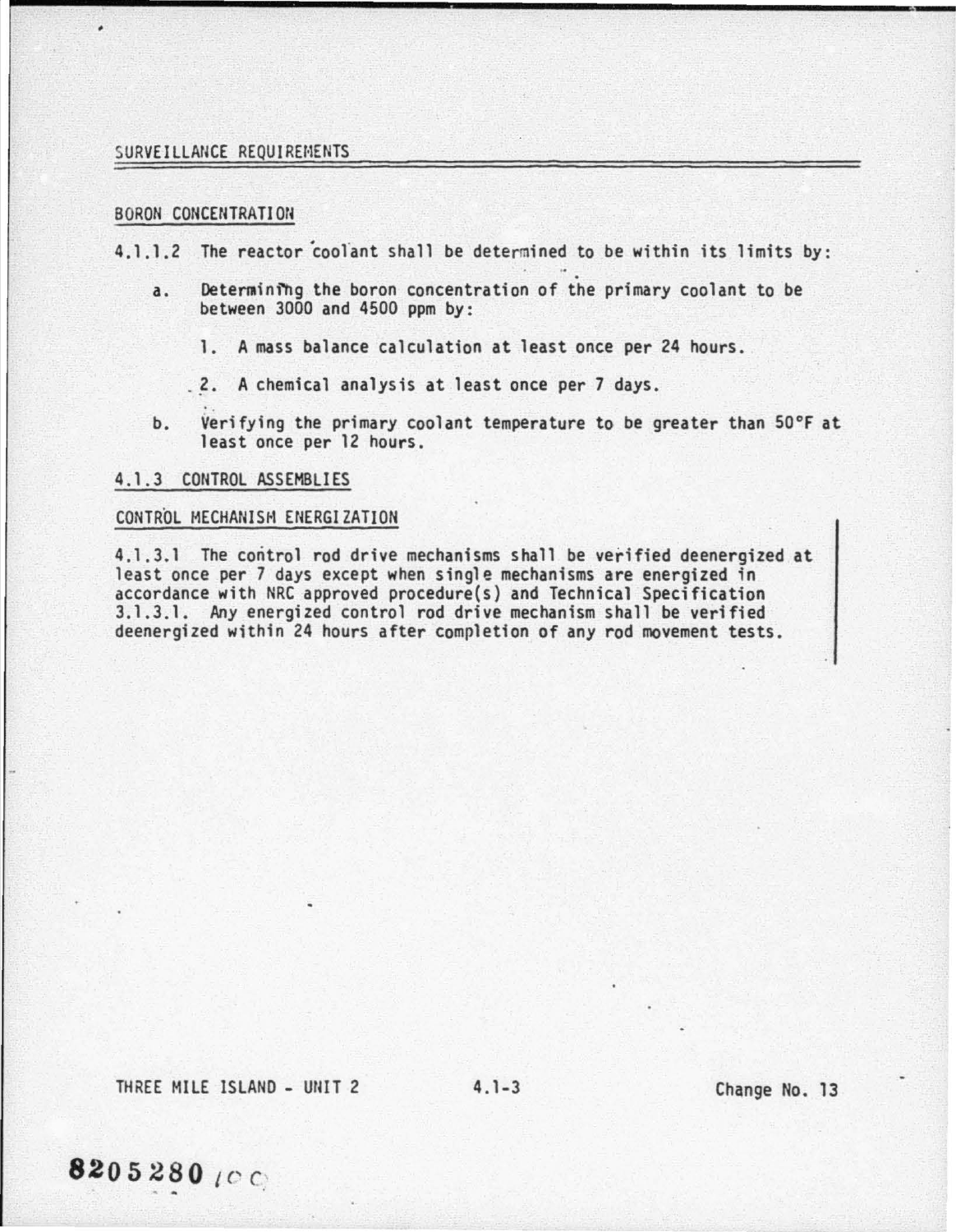## SURVEILLANCE REQUIREMENTS

### BORON CONCENTRATION

4.1.1.2 The reactor coolant shall be determined to be within its limits by:

a. Determining the boron concentration of the primary coolant to be between 3000 and 4500 ppm by:

   1. A mass balance calculation at least once per 24 hours.

   2. A chemical analysis at least once per 7 days.

b. Verifying the primary coolant temperature to be greater than 50°F at least once per 12 hours.

### 4.1.3 CONTROL ASSEMBLIES

### CONTROL MECHANISM ENERGIZATION

4.1.3.1 The control rod drive mechanisms shall be verified deenergized at least once per 7 days except when single mechanisms are energized in accordance with NRC approved procedure(s) and Technical Specification 3.1.3.1. Any energized control rod drive mechanism shall be verified deenergized within 24 hours after completion of any rod movement tests.

THREE MILE ISLAND - UNIT 2 4.1-3 Change No. 13

8205280 /cc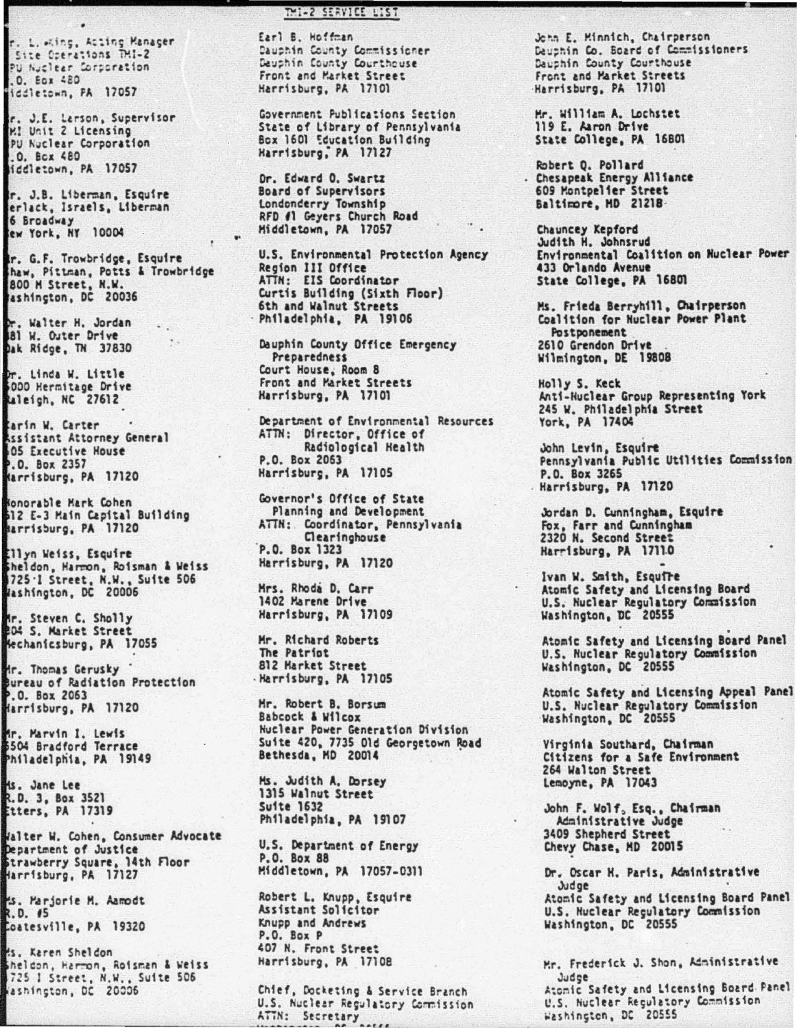# TMI-2 SERVICE LIST

r. L. King, Acting Manager
Site Operations TMI-2
PU Nuclear Corporation
.O. Box 480
iddletown, PA 17057

r. J.E. Larson, Supervisor
MI Unit 2 Licensing
PU Nuclear Corporation
.O. Box 480
iddletown, PA 17057

r. J.B. Liberman, Esquire
erlack, Israels, Liberman
6 Broadway
ew York, NY 10004

r. G.F. Trowbridge, Esquire
haw, Pittman, Potts & Trowbridge
800 M Street, N.W.
ashington, DC 20036

r. Walter H. Jordan
81 W. Outer Drive
ak Ridge, TN 37830

r. Linda W. Little
000 Hermitage Drive
aleigh, NC 27612

arin W. Carter
ssistant Attorney General
05 Executive House
.O. Box 2357
arrisburg, PA 17120

onorable Mark Cohen
12 E-3 Main Capital Building
arrisburg, PA 17120

llyn Weiss, Esquire
heldon, Harmon, Roisman & Weiss
725 I Street, N.W., Suite 506
ashington, DC 20006

r. Steven C. Sholly
04 S. Market Street
echanicsburg, PA 17055

r. Thomas Gerusky
ureau of Radiation Protection
.O. Box 2063
arrisburg, PA 17120

r. Marvin I. Lewis
504 Bradford Terrace
hiladelphia, PA 19149

s. Jane Lee
.D. 3, Box 3521
tters, PA 17319

alter W. Cohen, Consumer Advocate
epartment of Justice
trawberry Square, 14th Floor
arrisburg, PA 17127

s. Marjorie M. Aamodt
.D. #5
oatesville, PA 19320

s. Karen Sheldon
heldon, Harmon, Roisman & Weiss
725 I Street, N.W., Suite 506
ashington, DC 20006

Earl B. Hoffman
Dauphin County Commissioner
Dauphin County Courthouse
Front and Market Street
Harrisburg, PA 17101

Government Publications Section
State of Library of Pennsylvania
Box 1601 Education Building
Harrisburg, PA 17127

Dr. Edward O. Swartz
Board of Supervisors
Londonderry Township
RFD #1 Geyers Church Road
Middletown, PA 17057

U.S. Environmental Protection Agency
Region III Office
ATTN: EIS Coordinator
Curtis Building (Sixth Floor)
6th and Walnut Streets
Philadelphia, PA 19106

Dauphin County Office Emergency Preparedness
Court House, Room 8
Front and Market Streets
Harrisburg, PA 17101

Department of Environmental Resources
ATTN: Director, Office of Radiological Health
P.O. Box 2063
Harrisburg, PA 17105

Governor's Office of State Planning and Development
ATTN: Coordinator, Pennsylvania Clearinghouse
P.O. Box 1323
Harrisburg, PA 17120

Mrs. Rhoda D. Carr
1402 Marene Drive
Harrisburg, PA 17109

Mr. Richard Roberts
The Patriot
812 Market Street
Harrisburg, PA 17105

Mr. Robert B. Borsum
Babcock & Wilcox
Nuclear Power Generation Division
Suite 420, 7735 Old Georgetown Road
Bethesda, MD 20014

Ms. Judith A. Dorsey
1315 Walnut Street
Suite 1632
Philadelphia, PA 19107

U.S. Department of Energy
P.O. Box 88
Middletown, PA 17057-0311

Robert L. Knupp, Esquire
Assistant Solicitor
Knupp and Andrews
P.O. Box P
407 N. Front Street
Harrisburg, PA 17108

Chief, Docketing & Service Branch
U.S. Nuclear Regulatory Commission
ATTN: Secretary

John E. Minnich, Chairperson
Dauphin Co. Board of Commissioners
Dauphin County Courthouse
Front and Market Streets
Harrisburg, PA 17101

Mr. William A. Lochstet
119 E. Aaron Drive
State College, PA 16801

Robert Q. Pollard
Chesapeak Energy Alliance
609 Montpelier Street
Baltimore, MD 21218

Chauncey Kepford
Judith H. Johnsrud
Environmental Coalition on Nuclear Power
433 Orlando Avenue
State College, PA 16801

Ms. Frieda Berryhill, Chairperson
Coalition for Nuclear Power Plant Postponement
2610 Grendon Drive
Wilmington, DE 19808

Holly S. Keck
Anti-Nuclear Group Representing York
245 W. Philadelphia Street
York, PA 17404

John Levin, Esquire
Pennsylvania Public Utilities Commission
P.O. Box 3265
Harrisburg, PA 17120

Jordan D. Cunningham, Esquire
Fox, Farr and Cunningham
2320 N. Second Street
Harrisburg, PA 17110

Ivan W. Smith, Esquire
Atomic Safety and Licensing Board
U.S. Nuclear Regulatory Commission
Washington, DC 20555

Atomic Safety and Licensing Board Panel
U.S. Nuclear Regulatory Commission
Washington, DC 20555

Atomic Safety and Licensing Appeal Panel
U.S. Nuclear Regulatory Commission
Washington, DC 20555

Virginia Southard, Chairman
Citizens for a Safe Environment
264 Walton Street
Lemoyne, PA 17043

John F. Wolf, Esq., Chairman
Administrative Judge
3409 Shepherd Street
Chevy Chase, MD 20015

Dr. Oscar H. Paris, Administrative Judge
Atomic Safety and Licensing Board Panel
U.S. Nuclear Regulatory Commission
Washington, DC 20555

Mr. Frederick J. Shon, Administrative Judge
Atomic Safety and Licensing Board Panel
U.S. Nuclear Regulatory Commission
Washington, DC 20555